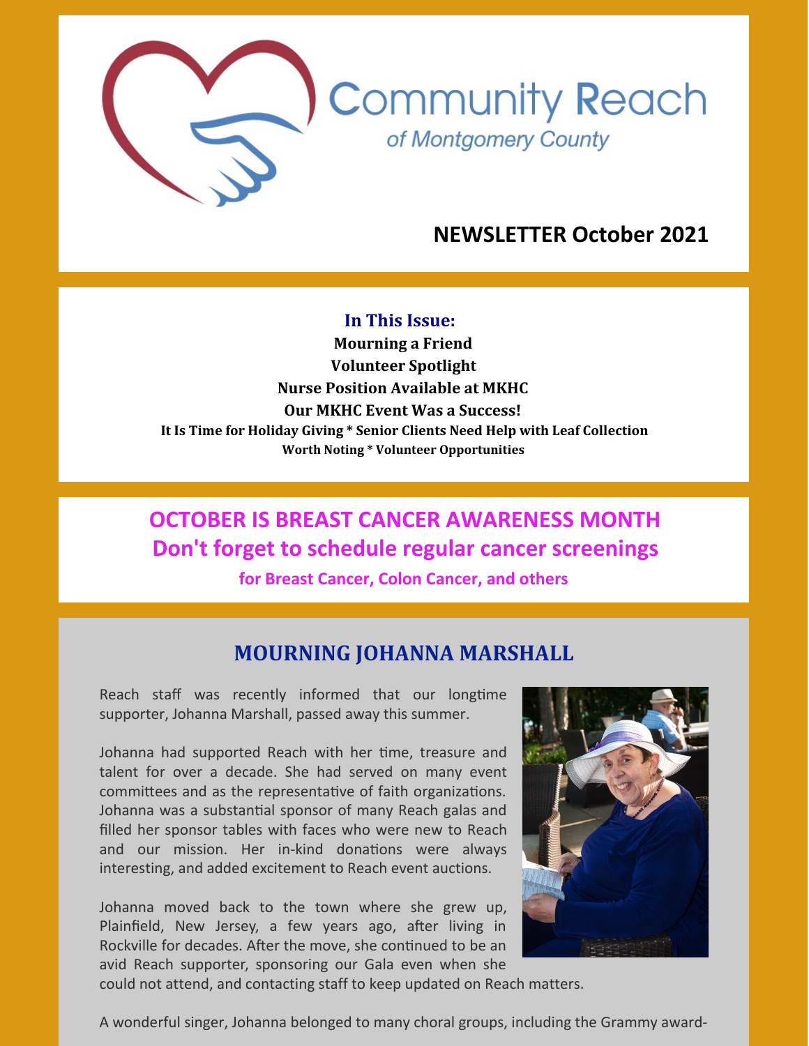# Community Reach

*of Montgomery County*

## NEWSLETTER October 2021

**In This Issue:**

**Mourning a Friend**
**Volunteer Spotlight**
**Nurse Position Available at MKHC**
**Our MKHC Event Was a Success!**
**It Is Time for Holiday Giving * Senior Clients Need Help with Leaf Collection**
**Worth Noting * Volunteer Opportunities**

## OCTOBER IS BREAST CANCER AWARENESS MONTH
## Don't forget to schedule regular cancer screenings

**for Breast Cancer, Colon Cancer, and others**

## MOURNING JOHANNA MARSHALL

Reach staff was recently informed that our longtime supporter, Johanna Marshall, passed away this summer.

Johanna had supported Reach with her time, treasure and talent for over a decade. She had served on many event committees and as the representative of faith organizations. Johanna was a substantial sponsor of many Reach galas and filled her sponsor tables with faces who were new to Reach and our mission. Her in-kind donations were always interesting, and added excitement to Reach event auctions.

Johanna moved back to the town where she grew up, Plainfield, New Jersey, a few years ago, after living in Rockville for decades. After the move, she continued to be an avid Reach supporter, sponsoring our Gala even when she could not attend, and contacting staff to keep updated on Reach matters.

A wonderful singer, Johanna belonged to many choral groups, including the Grammy award-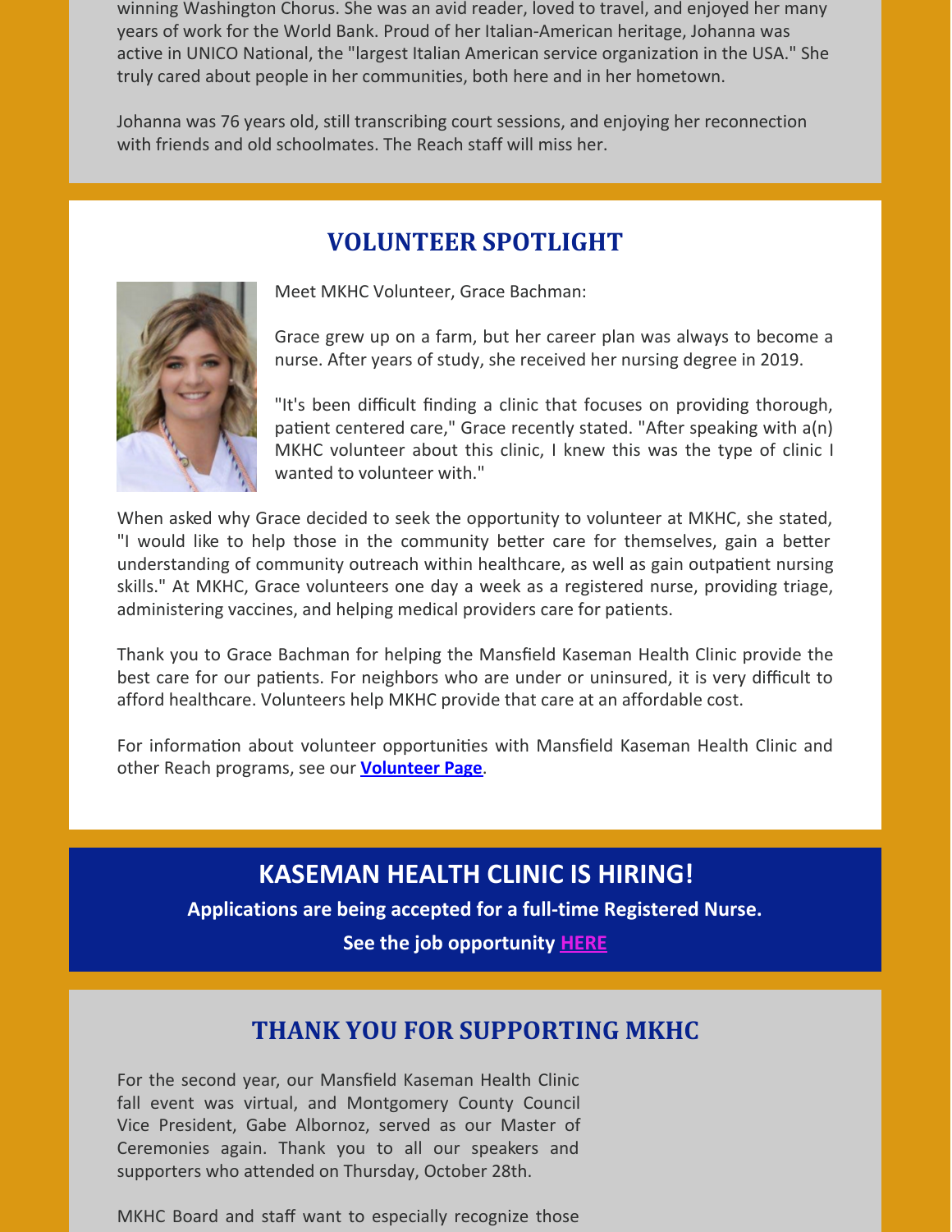winning Washington Chorus. She was an avid reader, loved to travel, and enjoyed her many years of work for the World Bank. Proud of her Italian-American heritage, Johanna was active in UNICO National, the "largest Italian American service organization in the USA." She truly cared about people in her communities, both here and in her hometown.

Johanna was 76 years old, still transcribing court sessions, and enjoying her reconnection with friends and old schoolmates. The Reach staff will miss her.

## VOLUNTEER SPOTLIGHT

Meet MKHC Volunteer, Grace Bachman:

Grace grew up on a farm, but her career plan was always to become a nurse. After years of study, she received her nursing degree in 2019.

"It's been difficult finding a clinic that focuses on providing thorough, patient centered care," Grace recently stated. "After speaking with a(n) MKHC volunteer about this clinic, I knew this was the type of clinic I wanted to volunteer with."

When asked why Grace decided to seek the opportunity to volunteer at MKHC, she stated, "I would like to help those in the community better care for themselves, gain a better understanding of community outreach within healthcare, as well as gain outpatient nursing skills." At MKHC, Grace volunteers one day a week as a registered nurse, providing triage, administering vaccines, and helping medical providers care for patients.

Thank you to Grace Bachman for helping the Mansfield Kaseman Health Clinic provide the best care for our patients. For neighbors who are under or uninsured, it is very difficult to afford healthcare. Volunteers help MKHC provide that care at an affordable cost.

For information about volunteer opportunities with Mansfield Kaseman Health Clinic and other Reach programs, see our **Volunteer Page**.

## KASEMAN HEALTH CLINIC IS HIRING!

**Applications are being accepted for a full-time Registered Nurse.**

**See the job opportunity HERE**

## THANK YOU FOR SUPPORTING MKHC

For the second year, our Mansfield Kaseman Health Clinic fall event was virtual, and Montgomery County Council Vice President, Gabe Albornoz, served as our Master of Ceremonies again. Thank you to all our speakers and supporters who attended on Thursday, October 28th.

MKHC Board and staff want to especially recognize those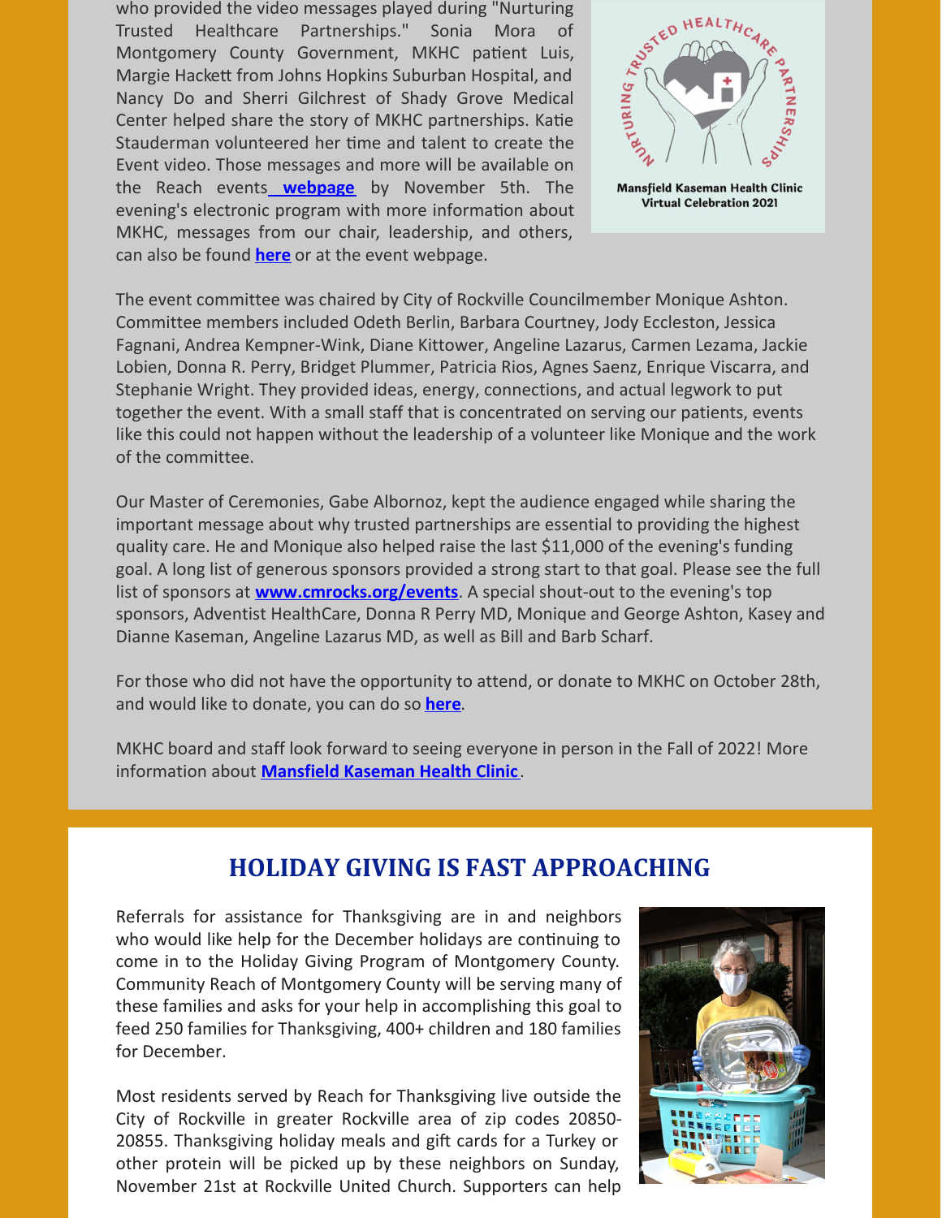who provided the video messages played during "Nurturing Trusted Healthcare Partnerships." Sonia Mora of Montgomery County Government, MKHC patient Luis, Margie Hackett from Johns Hopkins Suburban Hospital, and Nancy Do and Sherri Gilchrest of Shady Grove Medical Center helped share the story of MKHC partnerships. Katie Stauderman volunteered her time and talent to create the Event video. Those messages and more will be available on the Reach events **webpage** by November 5th. The evening's electronic program with more information about MKHC, messages from our chair, leadership, and others, can also be found **here** or at the event webpage.

Mansfield Kaseman Health Clinic Virtual Celebration 2021

The event committee was chaired by City of Rockville Councilmember Monique Ashton. Committee members included Odeth Berlin, Barbara Courtney, Jody Eccleston, Jessica Fagnani, Andrea Kempner-Wink, Diane Kittower, Angeline Lazarus, Carmen Lezama, Jackie Lobien, Donna R. Perry, Bridget Plummer, Patricia Rios, Agnes Saenz, Enrique Viscarra, and Stephanie Wright. They provided ideas, energy, connections, and actual legwork to put together the event. With a small staff that is concentrated on serving our patients, events like this could not happen without the leadership of a volunteer like Monique and the work of the committee.

Our Master of Ceremonies, Gabe Albornoz, kept the audience engaged while sharing the important message about why trusted partnerships are essential to providing the highest quality care. He and Monique also helped raise the last $11,000 of the evening's funding goal. A long list of generous sponsors provided a strong start to that goal. Please see the full list of sponsors at **www.cmrocks.org/events**. A special shout-out to the evening's top sponsors, Adventist HealthCare, Donna R Perry MD, Monique and George Ashton, Kasey and Dianne Kaseman, Angeline Lazarus MD, as well as Bill and Barb Scharf.

For those who did not have the opportunity to attend, or donate to MKHC on October 28th, and would like to donate, you can do so **here**.

MKHC board and staff look forward to seeing everyone in person in the Fall of 2022! More information about **Mansfield Kaseman Health Clinic**.

## HOLIDAY GIVING IS FAST APPROACHING

Referrals for assistance for Thanksgiving are in and neighbors who would like help for the December holidays are continuing to come in to the Holiday Giving Program of Montgomery County. Community Reach of Montgomery County will be serving many of these families and asks for your help in accomplishing this goal to feed 250 families for Thanksgiving, 400+ children and 180 families for December.

Most residents served by Reach for Thanksgiving live outside the City of Rockville in greater Rockville area of zip codes 20850-20855. Thanksgiving holiday meals and gift cards for a Turkey or other protein will be picked up by these neighbors on Sunday, November 21st at Rockville United Church. Supporters can help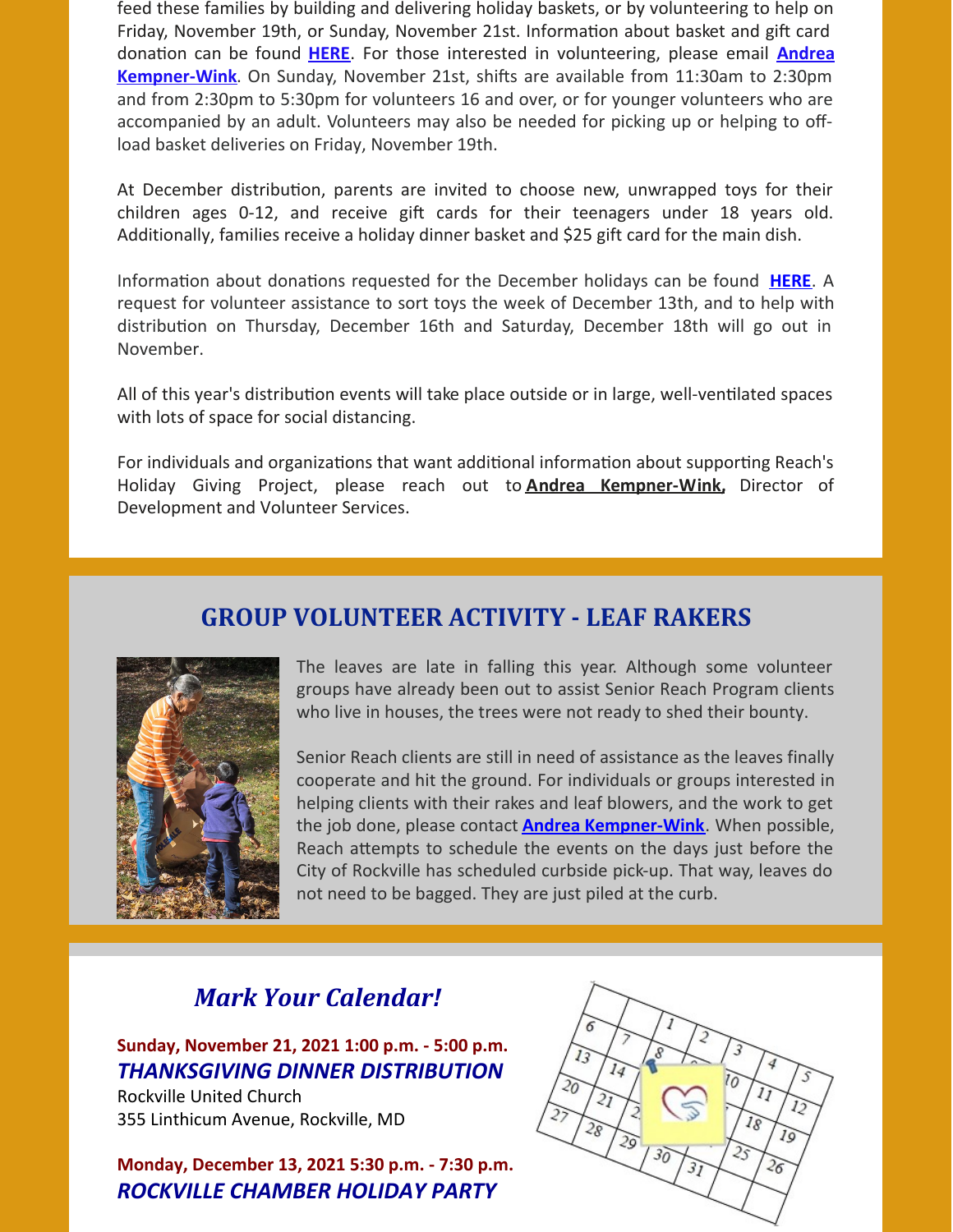feed these families by building and delivering holiday baskets, or by volunteering to help on Friday, November 19th, or Sunday, November 21st. Information about basket and gift card donation can be found **HERE**. For those interested in volunteering, please email **Andrea Kempner-Wink**. On Sunday, November 21st, shifts are available from 11:30am to 2:30pm and from 2:30pm to 5:30pm for volunteers 16 and over, or for younger volunteers who are accompanied by an adult. Volunteers may also be needed for picking up or helping to off-load basket deliveries on Friday, November 19th.

At December distribution, parents are invited to choose new, unwrapped toys for their children ages 0-12, and receive gift cards for their teenagers under 18 years old. Additionally, families receive a holiday dinner basket and $25 gift card for the main dish.

Information about donations requested for the December holidays can be found **HERE**. A request for volunteer assistance to sort toys the week of December 13th, and to help with distribution on Thursday, December 16th and Saturday, December 18th will go out in November.

All of this year's distribution events will take place outside or in large, well-ventilated spaces with lots of space for social distancing.

For individuals and organizations that want additional information about supporting Reach's Holiday Giving Project, please reach out to **Andrea Kempner-Wink,** Director of Development and Volunteer Services.

## GROUP VOLUNTEER ACTIVITY - LEAF RAKERS

The leaves are late in falling this year. Although some volunteer groups have already been out to assist Senior Reach Program clients who live in houses, the trees were not ready to shed their bounty.

Senior Reach clients are still in need of assistance as the leaves finally cooperate and hit the ground. For individuals or groups interested in helping clients with their rakes and leaf blowers, and the work to get the job done, please contact **Andrea Kempner-Wink**. When possible, Reach attempts to schedule the events on the days just before the City of Rockville has scheduled curbside pick-up. That way, leaves do not need to be bagged. They are just piled at the curb.

## *Mark Your Calendar!*

**Sunday, November 21, 2021 1:00 p.m. - 5:00 p.m.**
***THANKSGIVING DINNER DISTRIBUTION***
Rockville United Church
355 Linthicum Avenue, Rockville, MD

**Monday, December 13, 2021 5:30 p.m. - 7:30 p.m.**
***ROCKVILLE CHAMBER HOLIDAY PARTY***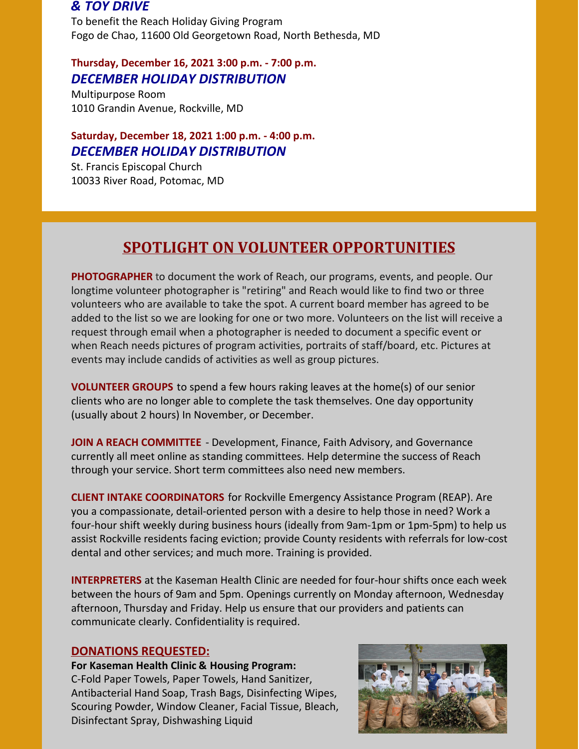***& TOY DRIVE***

To benefit the Reach Holiday Giving Program
Fogo de Chao, 11600 Old Georgetown Road, North Bethesda, MD

**Thursday, December 16, 2021 3:00 p.m. - 7:00 p.m.**
***DECEMBER HOLIDAY DISTRIBUTION***
Multipurpose Room
1010 Grandin Avenue, Rockville, MD

**Saturday, December 18, 2021 1:00 p.m. - 4:00 p.m.**
***DECEMBER HOLIDAY DISTRIBUTION***
St. Francis Episcopal Church
10033 River Road, Potomac, MD

## SPOTLIGHT ON VOLUNTEER OPPORTUNITIES

**PHOTOGRAPHER** to document the work of Reach, our programs, events, and people. Our longtime volunteer photographer is "retiring" and Reach would like to find two or three volunteers who are available to take the spot. A current board member has agreed to be added to the list so we are looking for one or two more. Volunteers on the list will receive a request through email when a photographer is needed to document a specific event or when Reach needs pictures of program activities, portraits of staff/board, etc. Pictures at events may include candids of activities as well as group pictures.

**VOLUNTEER GROUPS** to spend a few hours raking leaves at the home(s) of our senior clients who are no longer able to complete the task themselves. One day opportunity (usually about 2 hours) In November, or December.

**JOIN A REACH COMMITTEE** - Development, Finance, Faith Advisory, and Governance currently all meet online as standing committees. Help determine the success of Reach through your service. Short term committees also need new members.

**CLIENT INTAKE COORDINATORS** for Rockville Emergency Assistance Program (REAP). Are you a compassionate, detail-oriented person with a desire to help those in need? Work a four-hour shift weekly during business hours (ideally from 9am-1pm or 1pm-5pm) to help us assist Rockville residents facing eviction; provide County residents with referrals for low-cost dental and other services; and much more. Training is provided.

**INTERPRETERS** at the Kaseman Health Clinic are needed for four-hour shifts once each week between the hours of 9am and 5pm. Openings currently on Monday afternoon, Wednesday afternoon, Thursday and Friday. Help us ensure that our providers and patients can communicate clearly. Confidentiality is required.

### DONATIONS REQUESTED:

**For Kaseman Health Clinic & Housing Program:**
C-Fold Paper Towels, Paper Towels, Hand Sanitizer, Antibacterial Hand Soap, Trash Bags, Disinfecting Wipes, Scouring Powder, Window Cleaner, Facial Tissue, Bleach, Disinfectant Spray, Dishwashing Liquid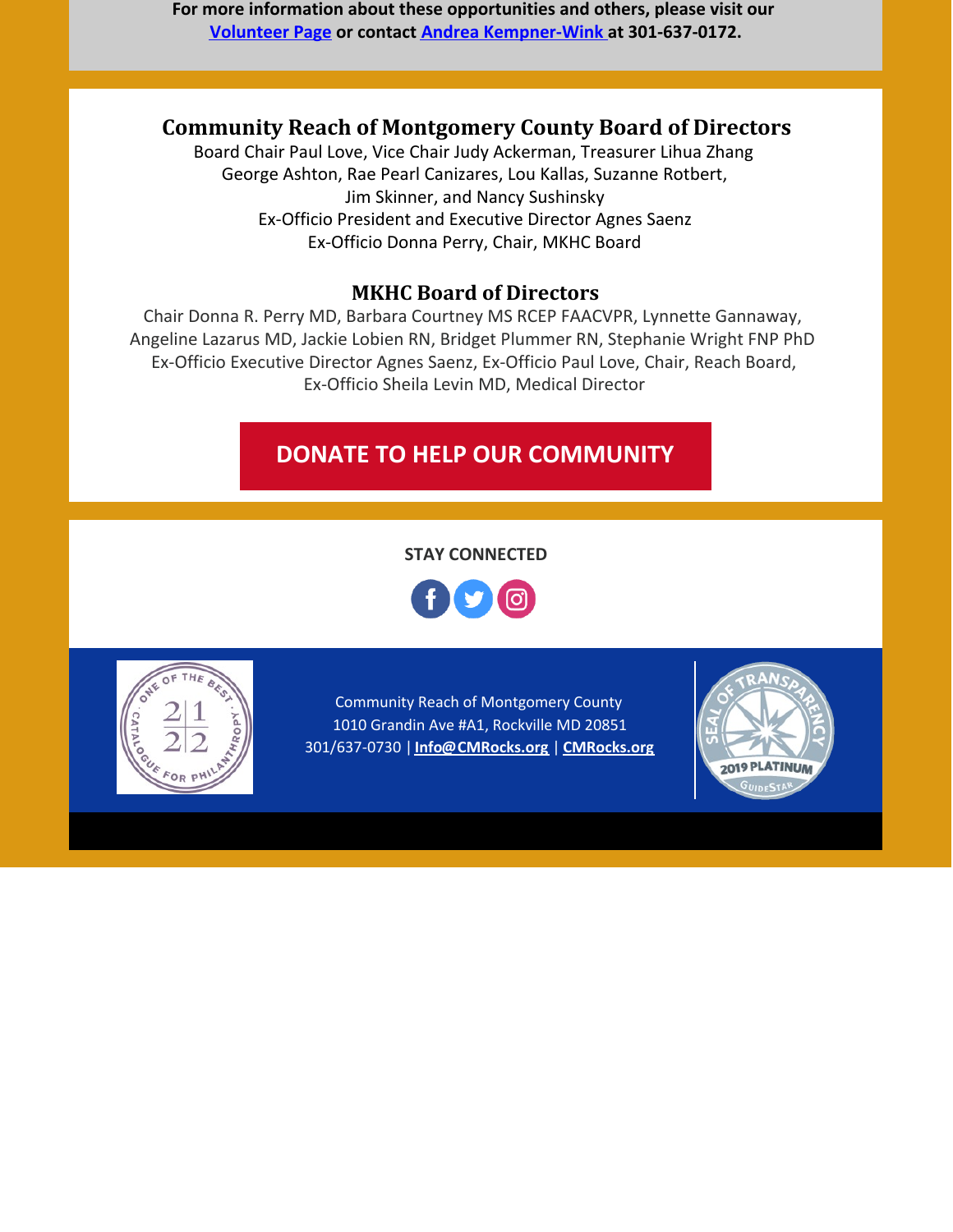**For more information about these opportunities and others, please visit our Volunteer Page or contact Andrea Kempner-Wink at 301-637-0172.**

## Community Reach of Montgomery County Board of Directors

Board Chair Paul Love, Vice Chair Judy Ackerman, Treasurer Lihua Zhang
George Ashton, Rae Pearl Canizares, Lou Kallas, Suzanne Rotbert,
Jim Skinner, and Nancy Sushinsky
Ex-Officio President and Executive Director Agnes Saenz
Ex-Officio Donna Perry, Chair, MKHC Board

## MKHC Board of Directors

Chair Donna R. Perry MD, Barbara Courtney MS RCEP FAACVPR, Lynnette Gannaway,
Angeline Lazarus MD, Jackie Lobien RN, Bridget Plummer RN, Stephanie Wright FNP PhD
Ex-Officio Executive Director Agnes Saenz, Ex-Officio Paul Love, Chair, Reach Board,
Ex-Officio Sheila Levin MD, Medical Director

**DONATE TO HELP OUR COMMUNITY**

**STAY CONNECTED**

Community Reach of Montgomery County
1010 Grandin Ave #A1, Rockville MD 20851
301/637-0730 | **Info@CMRocks.org** | **CMRocks.org**